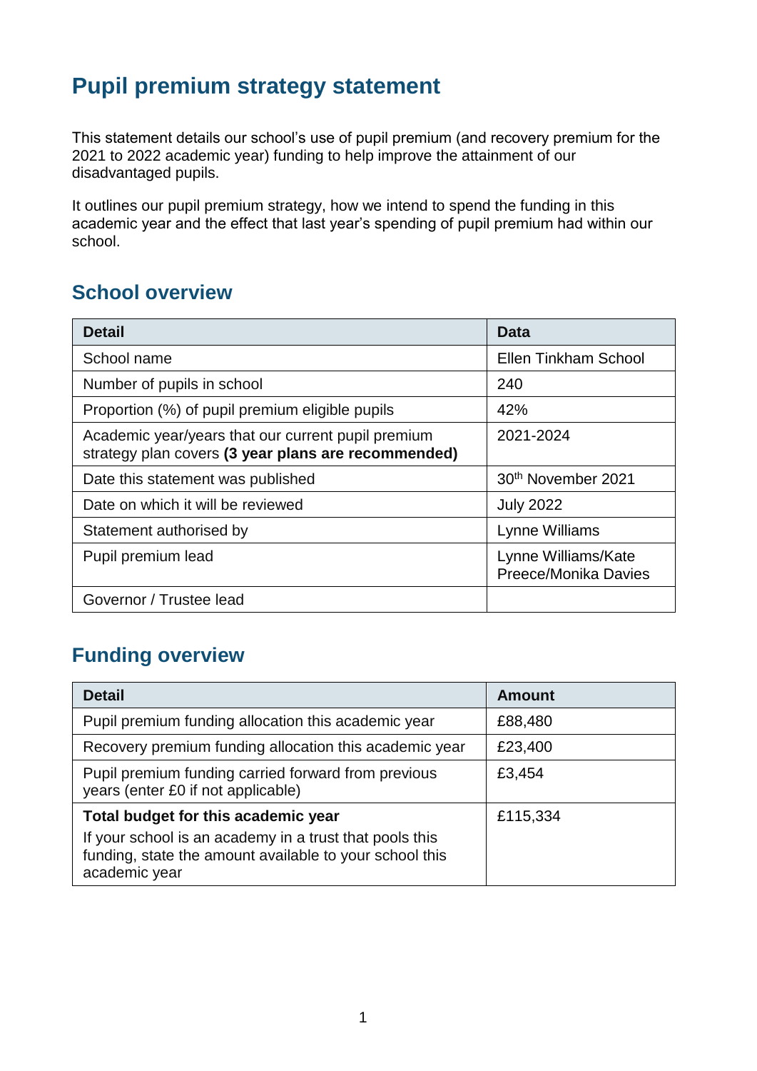# Pupil premium strategy statement

This statement details our school's use of pupil premium (and recovery premium for the 2021 to 2022 academic year) funding to help improve the attainment of our disadvantaged pupils.

It outlines our pupil premium strategy, how we intend to spend the funding in this academic year and the effect that last year's spending of pupil premium had within our school.

## School overview

| Detail | Data |
|---|---|
| School name | Ellen Tinkham School |
| Number of pupils in school | 240 |
| Proportion (%) of pupil premium eligible pupils | 42% |
| Academic year/years that our current pupil premium strategy plan covers **(3 year plans are recommended)** | 2021-2024 |
| Date this statement was published | 30th November 2021 |
| Date on which it will be reviewed | July 2022 |
| Statement authorised by | Lynne Williams |
| Pupil premium lead | Lynne Williams/Kate Preece/Monika Davies |
| Governor / Trustee lead | |

## Funding overview

| Detail | Amount |
|---|---|
| Pupil premium funding allocation this academic year | £88,480 |
| Recovery premium funding allocation this academic year | £23,400 |
| Pupil premium funding carried forward from previous years (enter £0 if not applicable) | £3,454 |
| **Total budget for this academic year**<br>If your school is an academy in a trust that pools this funding, state the amount available to your school this academic year | £115,334 |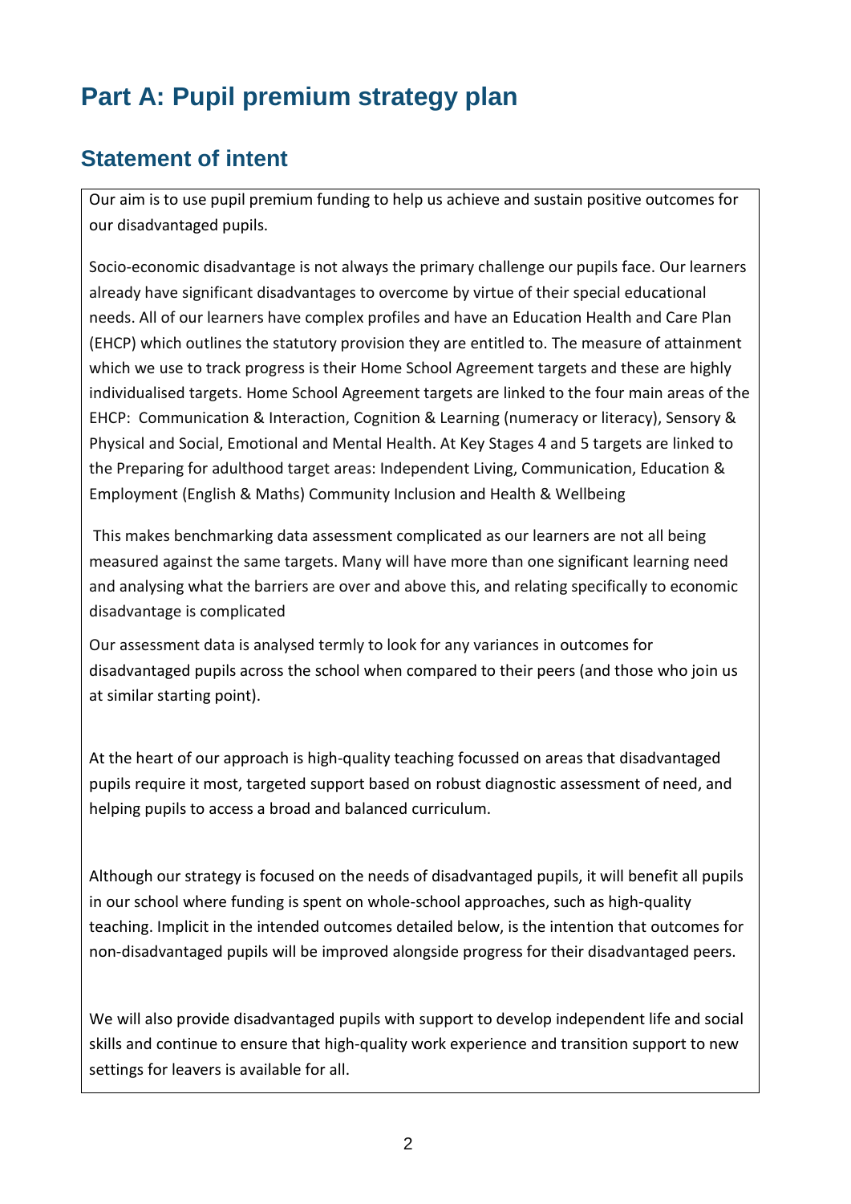# Part A: Pupil premium strategy plan

## Statement of intent

Our aim is to use pupil premium funding to help us achieve and sustain positive outcomes for our disadvantaged pupils.

Socio-economic disadvantage is not always the primary challenge our pupils face. Our learners already have significant disadvantages to overcome by virtue of their special educational needs. All of our learners have complex profiles and have an Education Health and Care Plan (EHCP) which outlines the statutory provision they are entitled to. The measure of attainment which we use to track progress is their Home School Agreement targets and these are highly individualised targets. Home School Agreement targets are linked to the four main areas of the EHCP: Communication & Interaction, Cognition & Learning (numeracy or literacy), Sensory & Physical and Social, Emotional and Mental Health. At Key Stages 4 and 5 targets are linked to the Preparing for adulthood target areas: Independent Living, Communication, Education & Employment (English & Maths) Community Inclusion and Health & Wellbeing

This makes benchmarking data assessment complicated as our learners are not all being measured against the same targets. Many will have more than one significant learning need and analysing what the barriers are over and above this, and relating specifically to economic disadvantage is complicated

Our assessment data is analysed termly to look for any variances in outcomes for disadvantaged pupils across the school when compared to their peers (and those who join us at similar starting point).

At the heart of our approach is high-quality teaching focussed on areas that disadvantaged pupils require it most, targeted support based on robust diagnostic assessment of need, and helping pupils to access a broad and balanced curriculum.

Although our strategy is focused on the needs of disadvantaged pupils, it will benefit all pupils in our school where funding is spent on whole-school approaches, such as high-quality teaching. Implicit in the intended outcomes detailed below, is the intention that outcomes for non-disadvantaged pupils will be improved alongside progress for their disadvantaged peers.

We will also provide disadvantaged pupils with support to develop independent life and social skills and continue to ensure that high-quality work experience and transition support to new settings for leavers is available for all.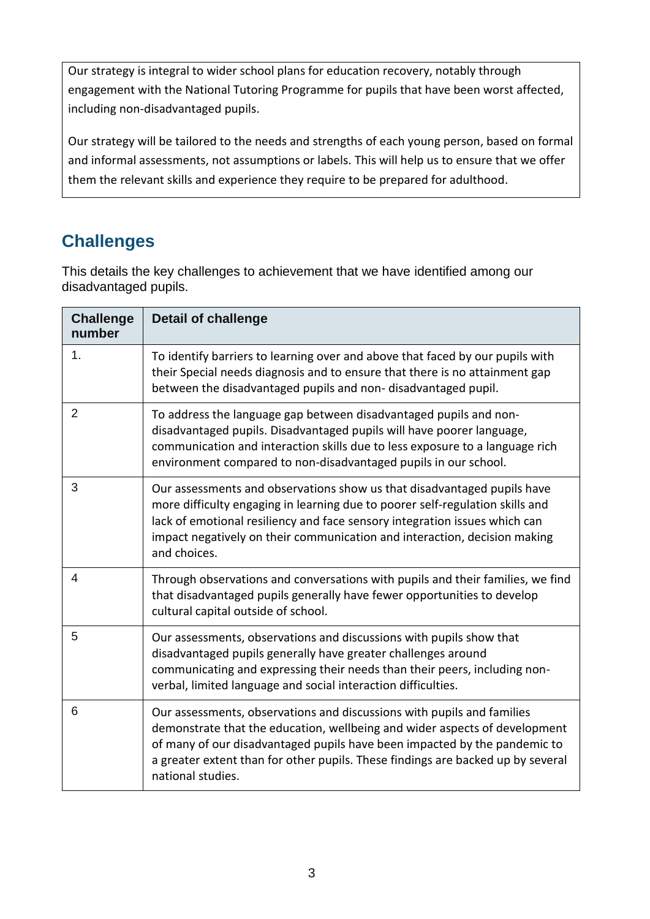Our strategy is integral to wider school plans for education recovery, notably through engagement with the National Tutoring Programme for pupils that have been worst affected, including non-disadvantaged pupils.

Our strategy will be tailored to the needs and strengths of each young person, based on formal and informal assessments, not assumptions or labels. This will help us to ensure that we offer them the relevant skills and experience they require to be prepared for adulthood.

## Challenges

This details the key challenges to achievement that we have identified among our disadvantaged pupils.

| Challenge number | Detail of challenge |
| --- | --- |
| 1. | To identify barriers to learning over and above that faced by our pupils with their Special needs diagnosis and to ensure that there is no attainment gap between the disadvantaged pupils and non- disadvantaged pupil. |
| 2 | To address the language gap between disadvantaged pupils and non-disadvantaged pupils. Disadvantaged pupils will have poorer language, communication and interaction skills due to less exposure to a language rich environment compared to non-disadvantaged pupils in our school. |
| 3 | Our assessments and observations show us that disadvantaged pupils have more difficulty engaging in learning due to poorer self-regulation skills and lack of emotional resiliency and face sensory integration issues which can impact negatively on their communication and interaction, decision making and choices. |
| 4 | Through observations and conversations with pupils and their families, we find that disadvantaged pupils generally have fewer opportunities to develop cultural capital outside of school. |
| 5 | Our assessments, observations and discussions with pupils show that disadvantaged pupils generally have greater challenges around communicating and expressing their needs than their peers, including non-verbal, limited language and social interaction difficulties. |
| 6 | Our assessments, observations and discussions with pupils and families demonstrate that the education, wellbeing and wider aspects of development of many of our disadvantaged pupils have been impacted by the pandemic to a greater extent than for other pupils. These findings are backed up by several national studies. |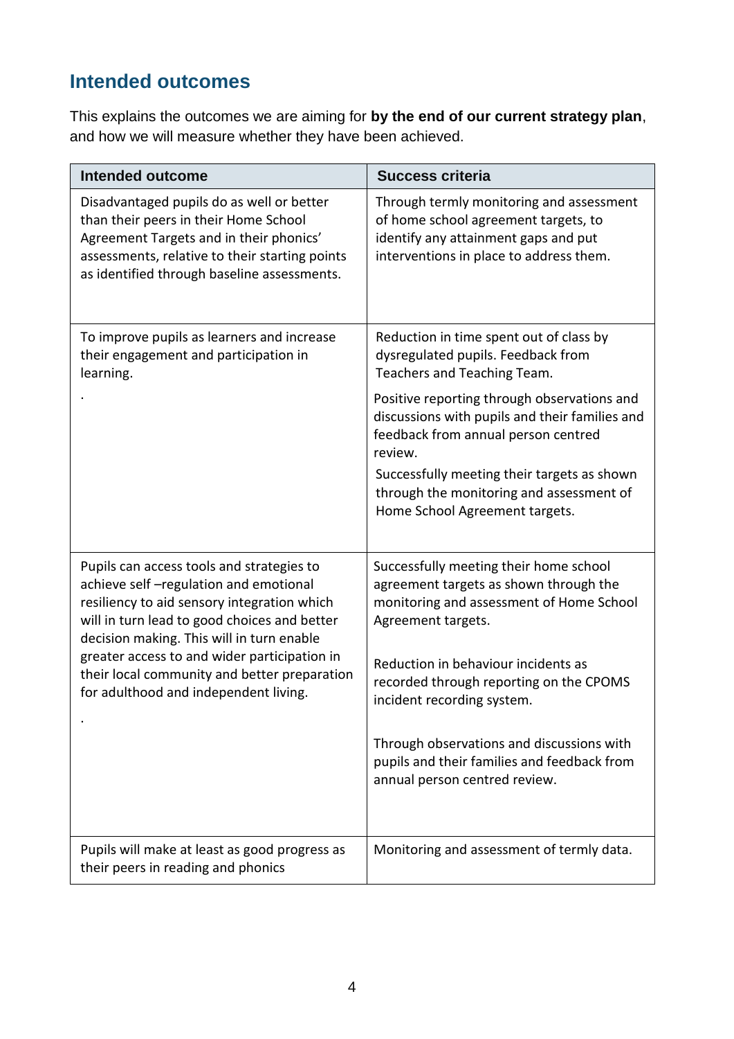## Intended outcomes

This explains the outcomes we are aiming for **by the end of our current strategy plan**, and how we will measure whether they have been achieved.

| Intended outcome | Success criteria |
|---|---|
| Disadvantaged pupils do as well or better than their peers in their Home School Agreement Targets and in their phonics' assessments, relative to their starting points as identified through baseline assessments. | Through termly monitoring and assessment of home school agreement targets, to identify any attainment gaps and put interventions in place to address them. |
| To improve pupils as learners and increase their engagement and participation in learning.<br><br>. | Reduction in time spent out of class by dysregulated pupils. Feedback from Teachers and Teaching Team.<br><br>Positive reporting through observations and discussions with pupils and their families and feedback from annual person centred review.<br><br>Successfully meeting their targets as shown through the monitoring and assessment of Home School Agreement targets. |
| Pupils can access tools and strategies to achieve self –regulation and emotional resiliency to aid sensory integration which will in turn lead to good choices and better decision making. This will in turn enable greater access to and wider participation in their local community and better preparation for adulthood and independent living.<br><br>. | Successfully meeting their home school agreement targets as shown through the monitoring and assessment of Home School Agreement targets.<br><br>Reduction in behaviour incidents as recorded through reporting on the CPOMS incident recording system.<br><br>Through observations and discussions with pupils and their families and feedback from annual person centred review. |
| Pupils will make at least as good progress as their peers in reading and phonics | Monitoring and assessment of termly data. |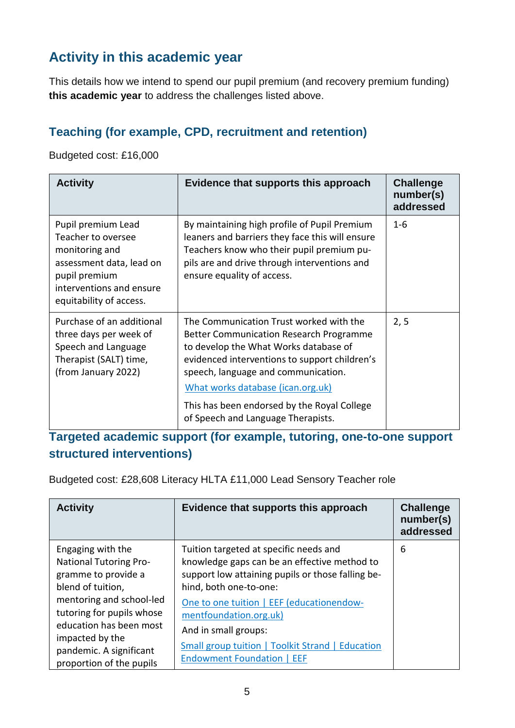## Activity in this academic year

This details how we intend to spend our pupil premium (and recovery premium funding) **this academic year** to address the challenges listed above.

### Teaching (for example, CPD, recruitment and retention)

Budgeted cost: £16,000

| Activity | Evidence that supports this approach | Challenge number(s) addressed |
|---|---|---|
| Pupil premium Lead Teacher to oversee monitoring and assessment data, lead on pupil premium interventions and ensure equitability of access. | By maintaining high profile of Pupil Premium leaners and barriers they face this will ensure Teachers know who their pupil premium pupils are and drive through interventions and ensure equality of access. | 1-6 |
| Purchase of an additional three days per week of Speech and Language Therapist (SALT) time, (from January 2022) | The Communication Trust worked with the Better Communication Research Programme to develop the What Works database of evidenced interventions to support children's speech, language and communication. [What works database (ican.org.uk)](https://ican.org.uk) This has been endorsed by the Royal College of Speech and Language Therapists. | 2, 5 |

### Targeted academic support (for example, tutoring, one-to-one support structured interventions)

Budgeted cost: £28,608 Literacy HLTA £11,000 Lead Sensory Teacher role

| Activity | Evidence that supports this approach | Challenge number(s) addressed |
|---|---|---|
| Engaging with the National Tutoring Programme to provide a blend of tuition, mentoring and school-led tutoring for pupils whose education has been most impacted by the pandemic. A significant proportion of the pupils | Tuition targeted at specific needs and knowledge gaps can be an effective method to support low attaining pupils or those falling behind, both one-to-one: [One to one tuition \| EEF (educationendowmentfoundation.org.uk)](https://educationendowmentfoundation.org.uk) And in small groups: [Small group tuition \| Toolkit Strand \| Education Endowment Foundation \| EEF](https://educationendowmentfoundation.org.uk) | 6 |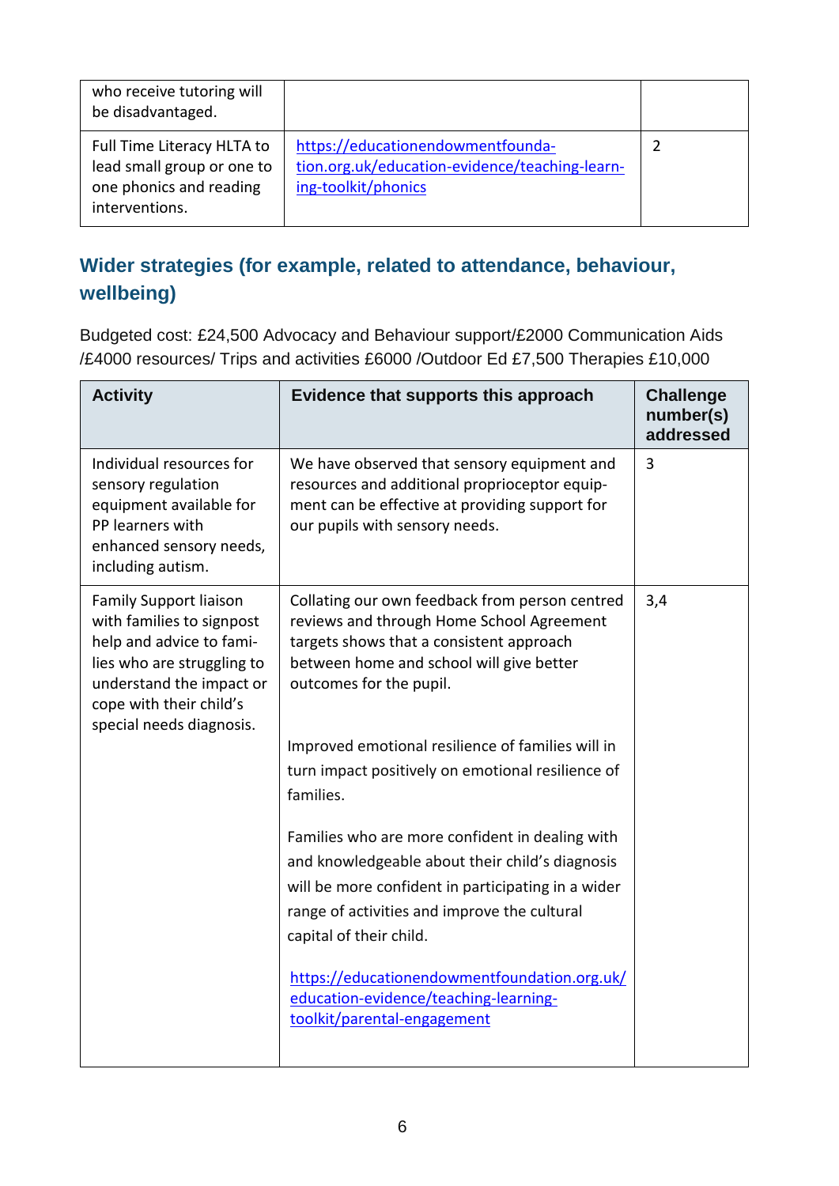| | | |
|---|---|---|
| who receive tutoring will be disadvantaged. | | |
| Full Time Literacy HLTA to lead small group or one to one phonics and reading interventions. | https://educationendowmentfoundation.org.uk/education-evidence/teaching-learning-toolkit/phonics | 2 |

## Wider strategies (for example, related to attendance, behaviour, wellbeing)

Budgeted cost: £24,500 Advocacy and Behaviour support/£2000 Communication Aids /£4000 resources/ Trips and activities £6000 /Outdoor Ed £7,500 Therapies £10,000

| Activity | Evidence that supports this approach | Challenge number(s) addressed |
|---|---|---|
| Individual resources for sensory regulation equipment available for PP learners with enhanced sensory needs, including autism. | We have observed that sensory equipment and resources and additional proprioceptor equipment can be effective at providing support for our pupils with sensory needs. | 3 |
| Family Support liaison with families to signpost help and advice to families who are struggling to understand the impact or cope with their child's special needs diagnosis. | Collating our own feedback from person centred reviews and through Home School Agreement targets shows that a consistent approach between home and school will give better outcomes for the pupil.<br><br>Improved emotional resilience of families will in turn impact positively on emotional resilience of families.<br><br>Families who are more confident in dealing with and knowledgeable about their child's diagnosis will be more confident in participating in a wider range of activities and improve the cultural capital of their child.<br><br>https://educationendowmentfoundation.org.uk/education-evidence/teaching-learning-toolkit/parental-engagement | 3,4 |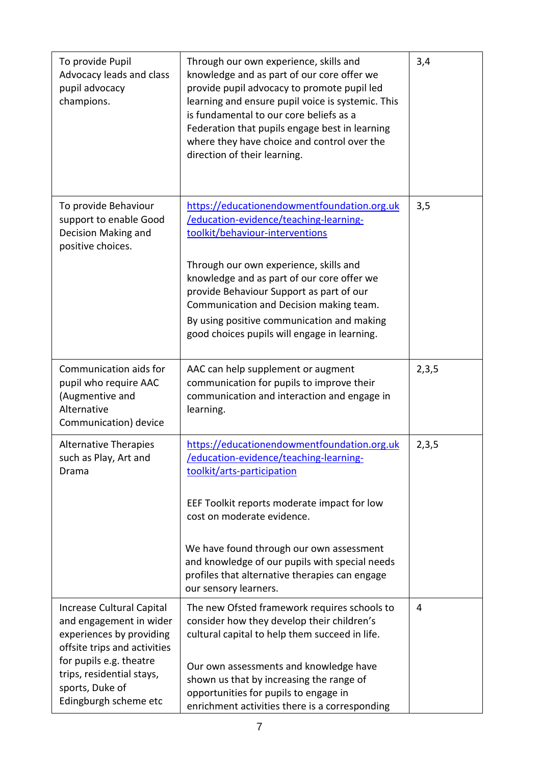| | | |
|---|---|---|
| To provide Pupil Advocacy leads and class pupil advocacy champions. | Through our own experience, skills and knowledge and as part of our core offer we provide pupil advocacy to promote pupil led learning and ensure pupil voice is systemic. This is fundamental to our core beliefs as a Federation that pupils engage best in learning where they have choice and control over the direction of their learning. | 3,4 |
| To provide Behaviour support to enable Good Decision Making and positive choices. | https://educationendowmentfoundation.org.uk/education-evidence/teaching-learning-toolkit/behaviour-interventions<br><br>Through our own experience, skills and knowledge and as part of our core offer we provide Behaviour Support as part of our Communication and Decision making team.<br>By using positive communication and making good choices pupils will engage in learning. | 3,5 |
| Communication aids for pupil who require AAC (Augmentive and Alternative Communication) device | AAC can help supplement or augment communication for pupils to improve their communication and interaction and engage in learning. | 2,3,5 |
| Alternative Therapies such as Play, Art and Drama | https://educationendowmentfoundation.org.uk/education-evidence/teaching-learning-toolkit/arts-participation<br><br>EEF Toolkit reports moderate impact for low cost on moderate evidence.<br><br>We have found through our own assessment and knowledge of our pupils with special needs profiles that alternative therapies can engage our sensory learners. | 2,3,5 |
| Increase Cultural Capital and engagement in wider experiences by providing offsite trips and activities for pupils e.g. theatre trips, residential stays, sports, Duke of Edingburgh scheme etc | The new Ofsted framework requires schools to consider how they develop their children's cultural capital to help them succeed in life.<br><br>Our own assessments and knowledge have shown us that by increasing the range of opportunities for pupils to engage in enrichment activities there is a corresponding | 4 |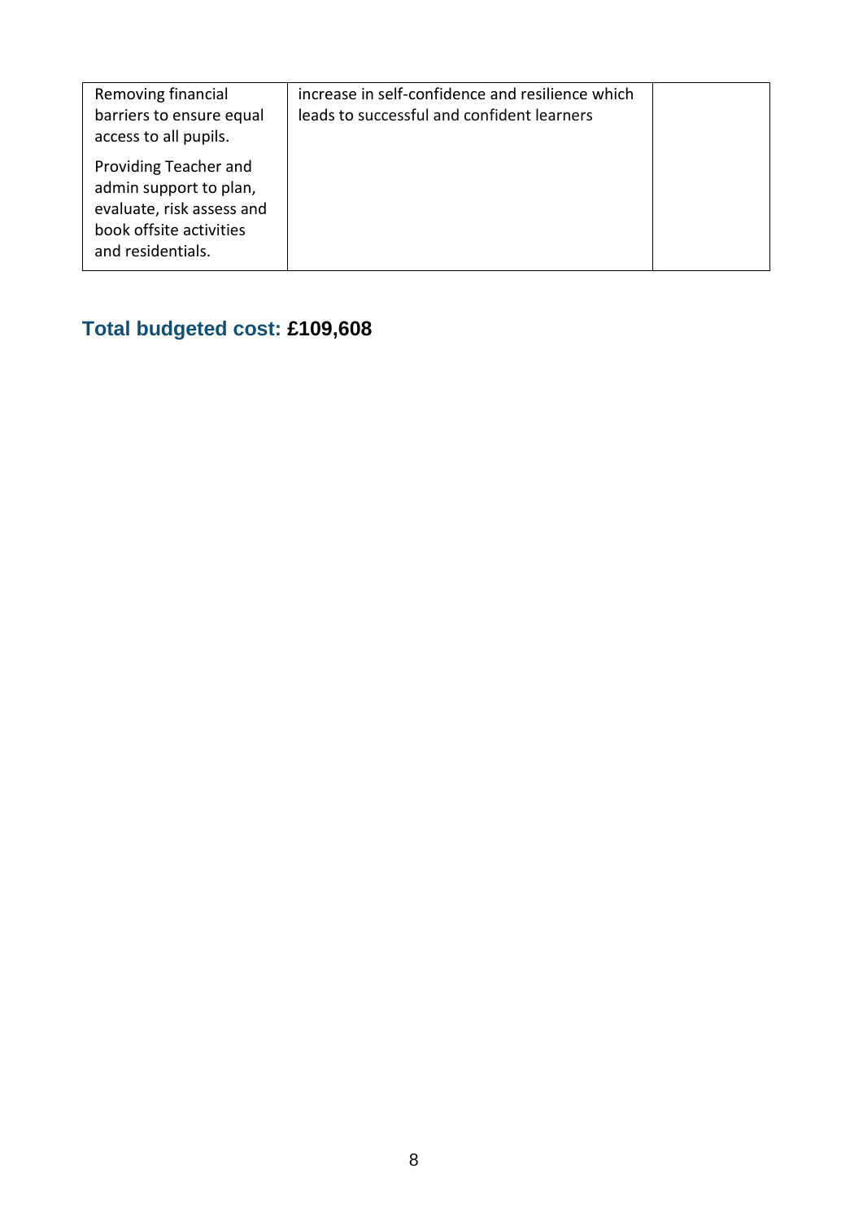| | | |
|---|---|---|
| Removing financial barriers to ensure equal access to all pupils.<br><br>Providing Teacher and admin support to plan, evaluate, risk assess and book offsite activities and residentials. | increase in self-confidence and resilience which leads to successful and confident learners | |

## Total budgeted cost: **£109,608**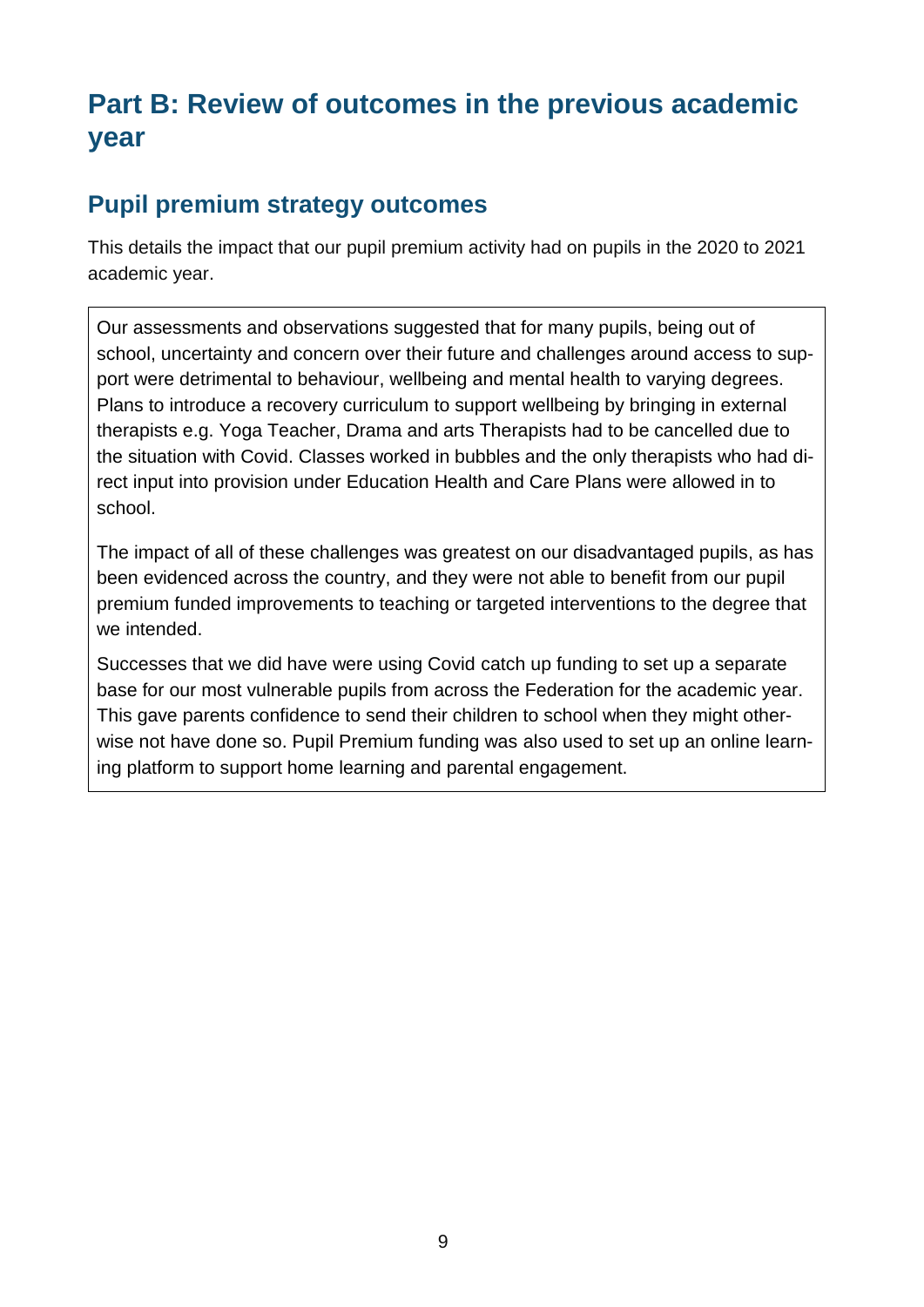# Part B: Review of outcomes in the previous academic year

## Pupil premium strategy outcomes

This details the impact that our pupil premium activity had on pupils in the 2020 to 2021 academic year.

Our assessments and observations suggested that for many pupils, being out of school, uncertainty and concern over their future and challenges around access to support were detrimental to behaviour, wellbeing and mental health to varying degrees. Plans to introduce a recovery curriculum to support wellbeing by bringing in external therapists e.g. Yoga Teacher, Drama and arts Therapists had to be cancelled due to the situation with Covid. Classes worked in bubbles and the only therapists who had direct input into provision under Education Health and Care Plans were allowed in to school.

The impact of all of these challenges was greatest on our disadvantaged pupils, as has been evidenced across the country, and they were not able to benefit from our pupil premium funded improvements to teaching or targeted interventions to the degree that we intended.

Successes that we did have were using Covid catch up funding to set up a separate base for our most vulnerable pupils from across the Federation for the academic year. This gave parents confidence to send their children to school when they might otherwise not have done so. Pupil Premium funding was also used to set up an online learning platform to support home learning and parental engagement.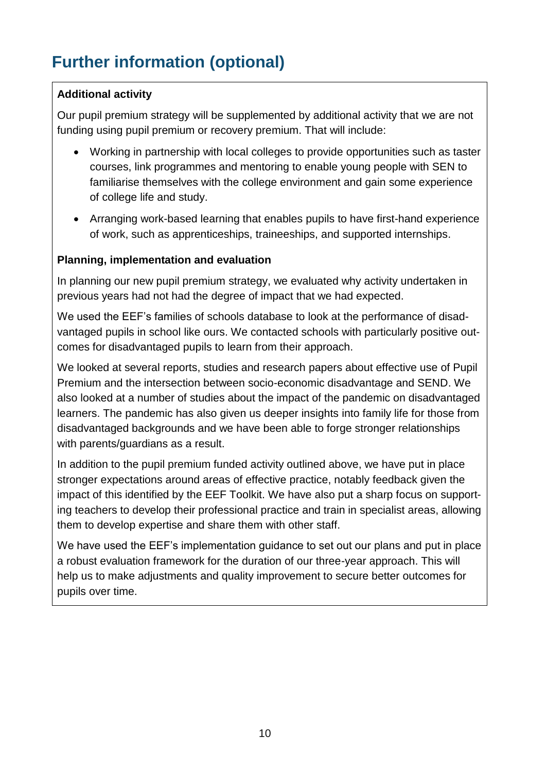# Further information (optional)

**Additional activity**

Our pupil premium strategy will be supplemented by additional activity that we are not funding using pupil premium or recovery premium. That will include:

- Working in partnership with local colleges to provide opportunities such as taster courses, link programmes and mentoring to enable young people with SEN to familiarise themselves with the college environment and gain some experience of college life and study.
- Arranging work-based learning that enables pupils to have first-hand experience of work, such as apprenticeships, traineeships, and supported internships.

**Planning, implementation and evaluation**

In planning our new pupil premium strategy, we evaluated why activity undertaken in previous years had not had the degree of impact that we had expected.

We used the EEF's families of schools database to look at the performance of disadvantaged pupils in school like ours. We contacted schools with particularly positive outcomes for disadvantaged pupils to learn from their approach.

We looked at several reports, studies and research papers about effective use of Pupil Premium and the intersection between socio-economic disadvantage and SEND. We also looked at a number of studies about the impact of the pandemic on disadvantaged learners. The pandemic has also given us deeper insights into family life for those from disadvantaged backgrounds and we have been able to forge stronger relationships with parents/guardians as a result.

In addition to the pupil premium funded activity outlined above, we have put in place stronger expectations around areas of effective practice, notably feedback given the impact of this identified by the EEF Toolkit. We have also put a sharp focus on supporting teachers to develop their professional practice and train in specialist areas, allowing them to develop expertise and share them with other staff.

We have used the EEF's implementation guidance to set out our plans and put in place a robust evaluation framework for the duration of our three-year approach. This will help us to make adjustments and quality improvement to secure better outcomes for pupils over time.